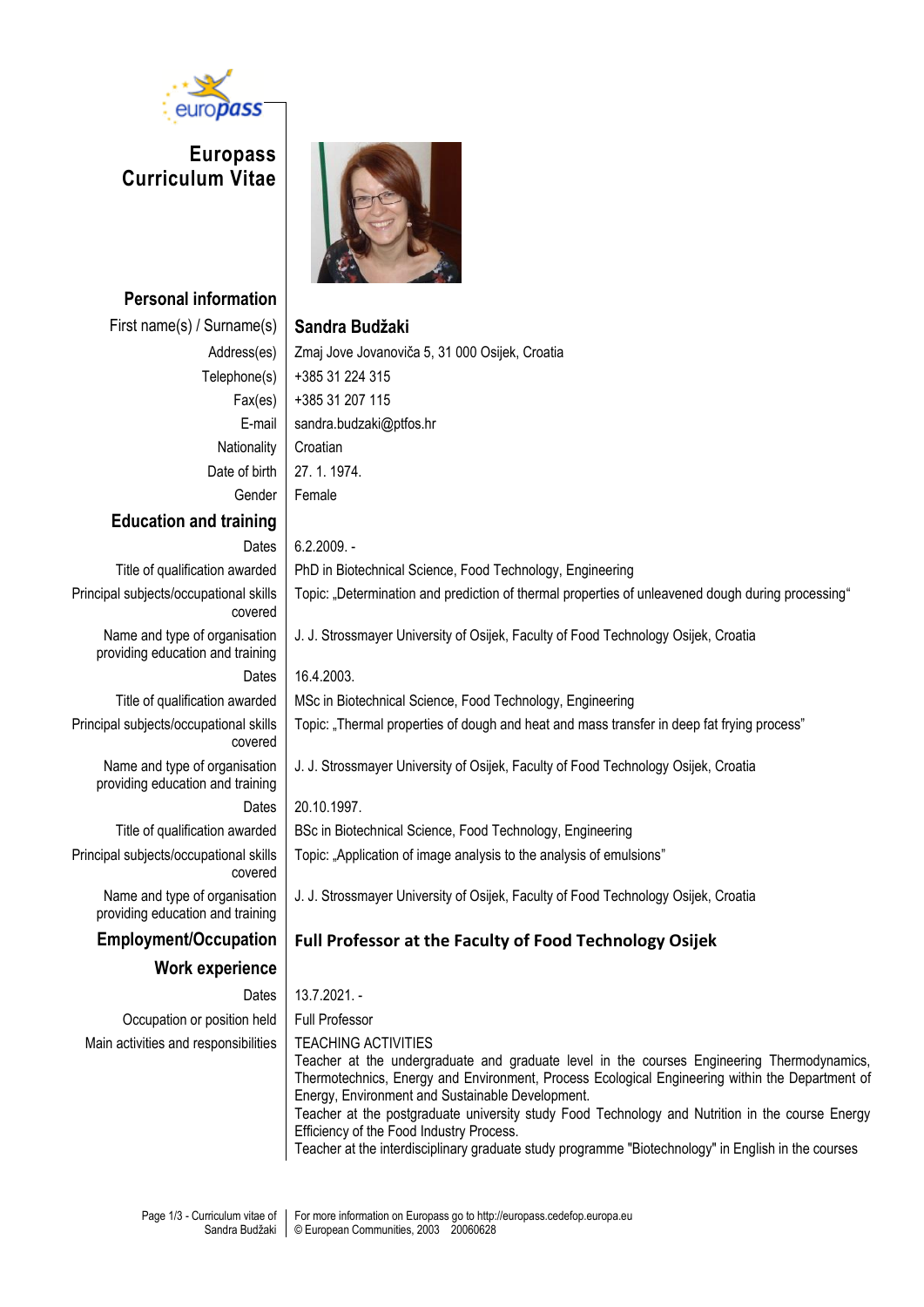# Europass Curriculum Vitae

## Personal information

| | |
|---|---|
| First name(s) / Surname(s) | **Sandra Budžaki** |
| Address(es) | Zmaj Jove Jovanovića 5, 31 000 Osijek, Croatia |
| Telephone(s) | +385 31 224 315 |
| Fax(es) | +385 31 207 115 |
| E-mail | sandra.budzaki@ptfos.hr |
| Nationality | Croatian |
| Date of birth | 27. 1. 1974. |
| Gender | Female |

## Education and training

| | |
|---|---|
| Dates | 6.2.2009. - |
| Title of qualification awarded | PhD in Biotechnical Science, Food Technology, Engineering |
| Principal subjects/occupational skills covered | Topic: „Determination and prediction of thermal properties of unleavened dough during processing" |
| Name and type of organisation providing education and training | J. J. Strossmayer University of Osijek, Faculty of Food Technology Osijek, Croatia |
| Dates | 16.4.2003. |
| Title of qualification awarded | MSc in Biotechnical Science, Food Technology, Engineering |
| Principal subjects/occupational skills covered | Topic: „Thermal properties of dough and heat and mass transfer in deep fat frying process" |
| Name and type of organisation providing education and training | J. J. Strossmayer University of Osijek, Faculty of Food Technology Osijek, Croatia |
| Dates | 20.10.1997. |
| Title of qualification awarded | BSc in Biotechnical Science, Food Technology, Engineering |
| Principal subjects/occupational skills covered | Topic: „Application of image analysis to the analysis of emulsions" |
| Name and type of organisation providing education and training | J. J. Strossmayer University of Osijek, Faculty of Food Technology Osijek, Croatia |

## Employment/Occupation

**Full Professor at the Faculty of Food Technology Osijek**

## Work experience

| | |
|---|---|
| Dates | 13.7.2021. - |
| Occupation or position held | Full Professor |
| Main activities and responsibilities | TEACHING ACTIVITIES<br>Teacher at the undergraduate and graduate level in the courses Engineering Thermodynamics, Thermotechnics, Energy and Environment, Process Ecological Engineering within the Department of Energy, Environment and Sustainable Development.<br>Teacher at the postgraduate university study Food Technology and Nutrition in the course Energy Efficiency of the Food Industry Process.<br>Teacher at the interdisciplinary graduate study programme "Biotechnology" in English in the courses |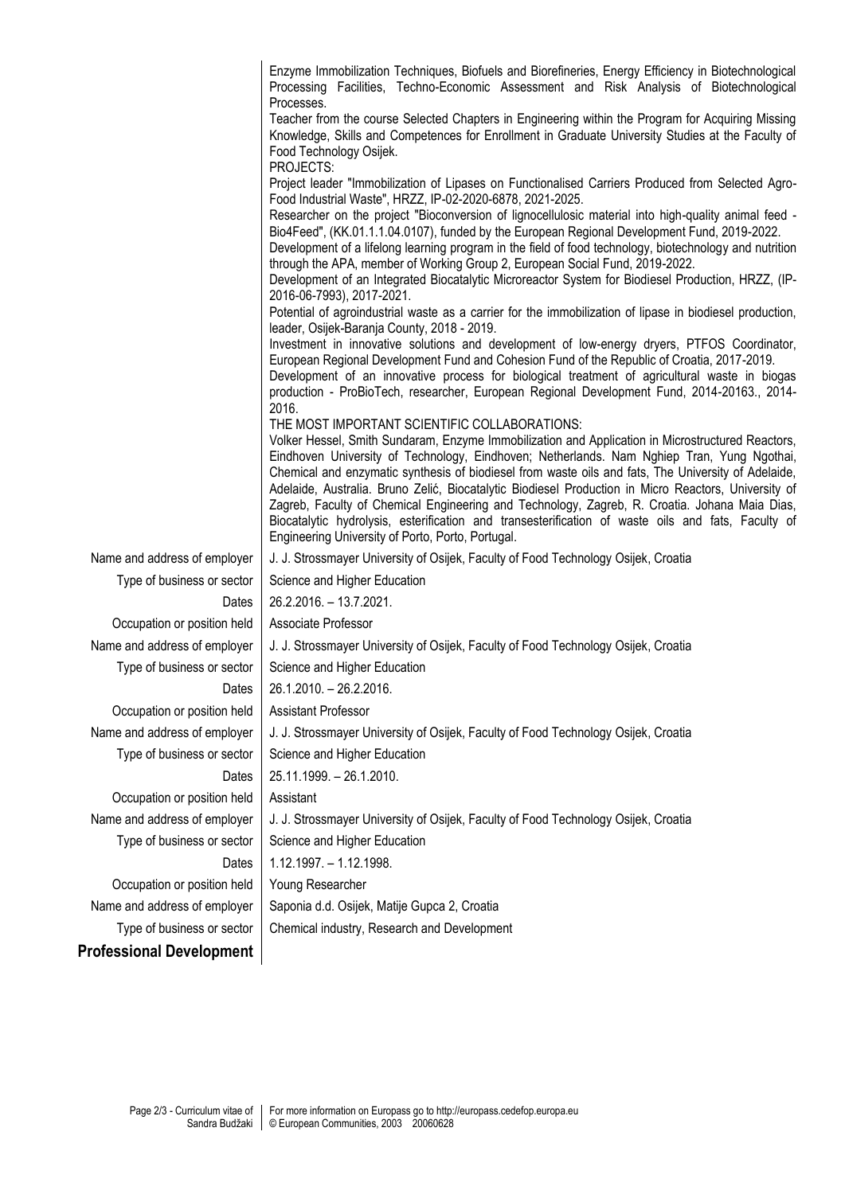Enzyme Immobilization Techniques, Biofuels and Biorefineries, Energy Efficiency in Biotechnological Processing Facilities, Techno-Economic Assessment and Risk Analysis of Biotechnological Processes.

Teacher from the course Selected Chapters in Engineering within the Program for Acquiring Missing Knowledge, Skills and Competences for Enrollment in Graduate University Studies at the Faculty of Food Technology Osijek.

PROJECTS:

Project leader "Immobilization of Lipases on Functionalised Carriers Produced from Selected Agro-Food Industrial Waste", HRZZ, IP-02-2020-6878, 2021-2025.

Researcher on the project "Bioconversion of lignocellulosic material into high-quality animal feed - Bio4Feed", (KK.01.1.1.04.0107), funded by the European Regional Development Fund, 2019-2022.

Development of a lifelong learning program in the field of food technology, biotechnology and nutrition through the APA, member of Working Group 2, European Social Fund, 2019-2022.

Development of an Integrated Biocatalytic Microreactor System for Biodiesel Production, HRZZ, (IP-2016-06-7993), 2017-2021.

Potential of agroindustrial waste as a carrier for the immobilization of lipase in biodiesel production, leader, Osijek-Baranja County, 2018 - 2019.

Investment in innovative solutions and development of low-energy dryers, PTFOS Coordinator, European Regional Development Fund and Cohesion Fund of the Republic of Croatia, 2017-2019.

Development of an innovative process for biological treatment of agricultural waste in biogas production - ProBioTech, researcher, European Regional Development Fund, 2014-20163., 2014-2016.

THE MOST IMPORTANT SCIENTIFIC COLLABORATIONS:

Volker Hessel, Smith Sundaram, Enzyme Immobilization and Application in Microstructured Reactors, Eindhoven University of Technology, Eindhoven; Netherlands. Nam Nghiep Tran, Yung Ngothai, Chemical and enzymatic synthesis of biodiesel from waste oils and fats, The University of Adelaide, Adelaide, Australia. Bruno Zelić, Biocatalytic Biodiesel Production in Micro Reactors, University of Zagreb, Faculty of Chemical Engineering and Technology, Zagreb, R. Croatia. Johana Maia Dias, Biocatalytic hydrolysis, esterification and transesterification of waste oils and fats, Faculty of Engineering University of Porto, Porto, Portugal.

| | |
|---|---|
| Name and address of employer | J. J. Strossmayer University of Osijek, Faculty of Food Technology Osijek, Croatia |
| Type of business or sector | Science and Higher Education |
| Dates | 26.2.2016. – 13.7.2021. |
| Occupation or position held | Associate Professor |
| Name and address of employer | J. J. Strossmayer University of Osijek, Faculty of Food Technology Osijek, Croatia |
| Type of business or sector | Science and Higher Education |
| Dates | 26.1.2010. – 26.2.2016. |
| Occupation or position held | Assistant Professor |
| Name and address of employer | J. J. Strossmayer University of Osijek, Faculty of Food Technology Osijek, Croatia |
| Type of business or sector | Science and Higher Education |
| Dates | 25.11.1999. – 26.1.2010. |
| Occupation or position held | Assistant |
| Name and address of employer | J. J. Strossmayer University of Osijek, Faculty of Food Technology Osijek, Croatia |
| Type of business or sector | Science and Higher Education |
| Dates | 1.12.1997. – 1.12.1998. |
| Occupation or position held | Young Researcher |
| Name and address of employer | Saponia d.d. Osijek, Matije Gupca 2, Croatia |
| Type of business or sector | Chemical industry, Research and Development |

## Professional Development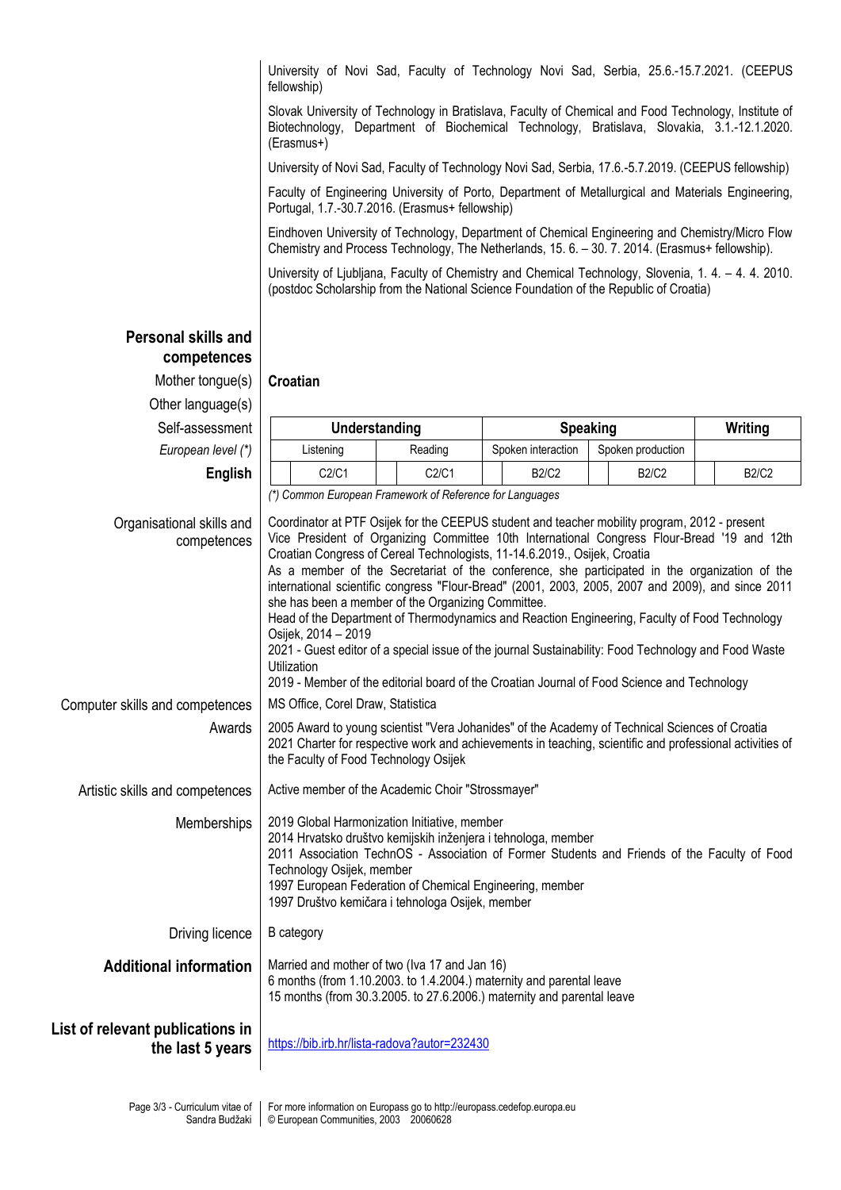University of Novi Sad, Faculty of Technology Novi Sad, Serbia, 25.6.-15.7.2021. (CEEPUS fellowship)

Slovak University of Technology in Bratislava, Faculty of Chemical and Food Technology, Institute of Biotechnology, Department of Biochemical Technology, Bratislava, Slovakia, 3.1.-12.1.2020. (Erasmus+)

University of Novi Sad, Faculty of Technology Novi Sad, Serbia, 17.6.-5.7.2019. (CEEPUS fellowship)

Faculty of Engineering University of Porto, Department of Metallurgical and Materials Engineering, Portugal, 1.7.-30.7.2016. (Erasmus+ fellowship)

Eindhoven University of Technology, Department of Chemical Engineering and Chemistry/Micro Flow Chemistry and Process Technology, The Netherlands, 15. 6. – 30. 7. 2014. (Erasmus+ fellowship).

University of Ljubljana, Faculty of Chemistry and Chemical Technology, Slovenia, 1. 4. – 4. 4. 2010. (postdoc Scholarship from the National Science Foundation of the Republic of Croatia)

## Personal skills and competences

**Mother tongue(s)** **Croatian**

**Other language(s)**

| Self-assessment | Understanding | | Speaking | | Writing |
|---|---|---|---|---|---|
| *European level (\*)* | Listening | Reading | Spoken interaction | Spoken production | |
| **English** | C2/C1 | C2/C1 | B2/C2 | B2/C2 | B2/C2 |

*(\*) Common European Framework of Reference for Languages*

**Organisational skills and competences**

Coordinator at PTF Osijek for the CEEPUS student and teacher mobility program, 2012 - present
Vice President of Organizing Committee 10th International Congress Flour-Bread '19 and 12th Croatian Congress of Cereal Technologists, 11-14.6.2019., Osijek, Croatia
As a member of the Secretariat of the conference, she participated in the organization of the international scientific congress "Flour-Bread" (2001, 2003, 2005, 2007 and 2009), and since 2011 she has been a member of the Organizing Committee.
Head of the Department of Thermodynamics and Reaction Engineering, Faculty of Food Technology Osijek, 2014 – 2019
2021 - Guest editor of a special issue of the journal Sustainability: Food Technology and Food Waste Utilization
2019 - Member of the editorial board of the Croatian Journal of Food Science and Technology

**Computer skills and competences**

MS Office, Corel Draw, Statistica

**Awards**

2005 Award to young scientist "Vera Johanides" of the Academy of Technical Sciences of Croatia
2021 Charter for respective work and achievements in teaching, scientific and professional activities of the Faculty of Food Technology Osijek

**Artistic skills and competences**

Active member of the Academic Choir "Strossmayer"

**Memberships**

2019 Global Harmonization Initiative, member
2014 Hrvatsko društvo kemijskih inženjera i tehnologa, member
2011 Association TechnOS - Association of Former Students and Friends of the Faculty of Food Technology Osijek, member
1997 European Federation of Chemical Engineering, member
1997 Društvo kemičara i tehnologa Osijek, member

**Driving licence**

B category

## Additional information

Married and mother of two (Iva 17 and Jan 16)
6 months (from 1.10.2003. to 1.4.2004.) maternity and parental leave
15 months (from 30.3.2005. to 27.6.2006.) maternity and parental leave

## List of relevant publications in the last 5 years

https://bib.irb.hr/lista-radova?autor=232430